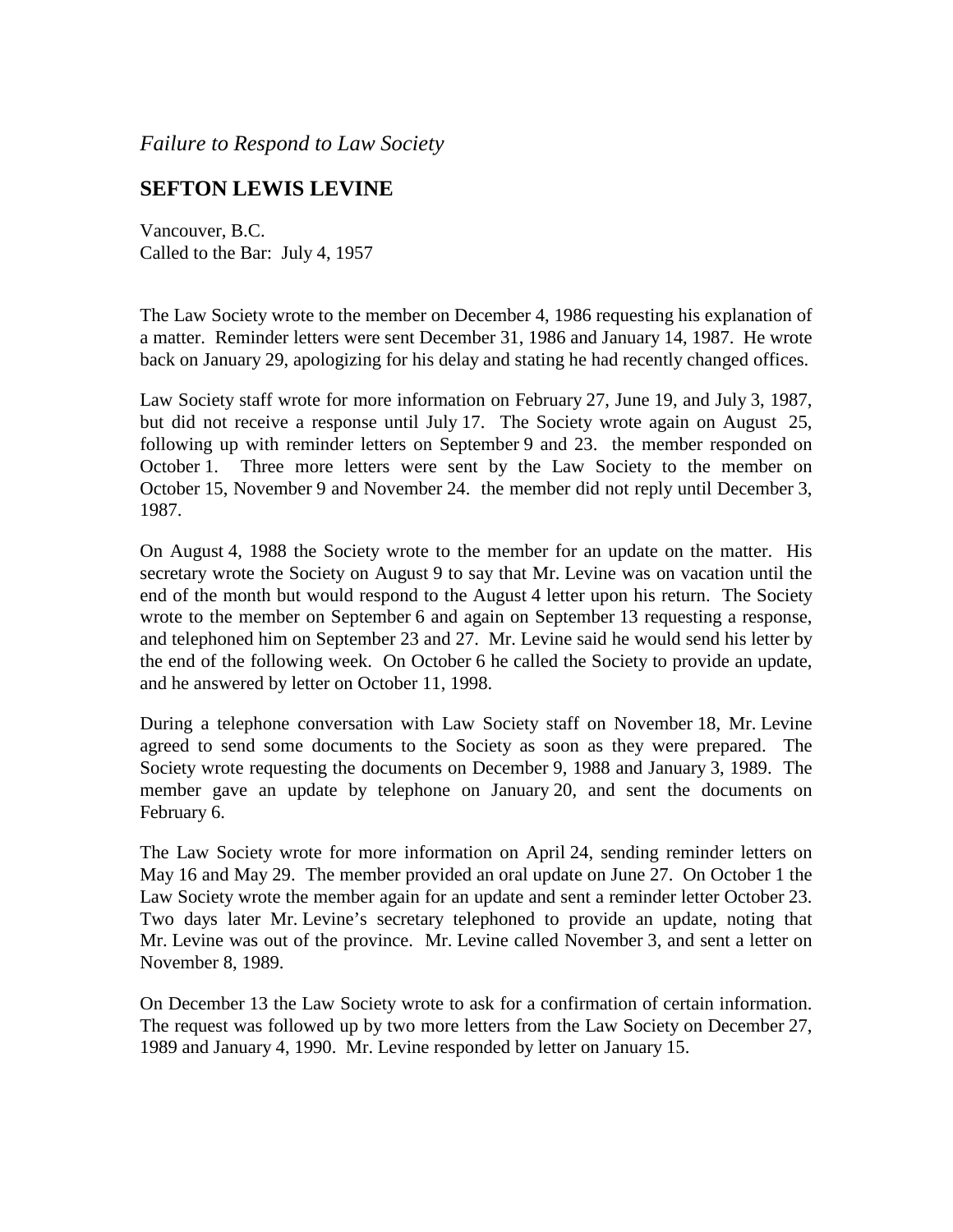*Failure to Respond to Law Society*

## SEFTON LEWIS LEVINE

Vancouver, B.C.
Called to the Bar: July 4, 1957

The Law Society wrote to the member on December 4, 1986 requesting his explanation of a matter. Reminder letters were sent December 31, 1986 and January 14, 1987. He wrote back on January 29, apologizing for his delay and stating he had recently changed offices.

Law Society staff wrote for more information on February 27, June 19, and July 3, 1987, but did not receive a response until July 17. The Society wrote again on August 25, following up with reminder letters on September 9 and 23. the member responded on October 1. Three more letters were sent by the Law Society to the member on October 15, November 9 and November 24. the member did not reply until December 3, 1987.

On August 4, 1988 the Society wrote to the member for an update on the matter. His secretary wrote the Society on August 9 to say that Mr. Levine was on vacation until the end of the month but would respond to the August 4 letter upon his return. The Society wrote to the member on September 6 and again on September 13 requesting a response, and telephoned him on September 23 and 27. Mr. Levine said he would send his letter by the end of the following week. On October 6 he called the Society to provide an update, and he answered by letter on October 11, 1998.

During a telephone conversation with Law Society staff on November 18, Mr. Levine agreed to send some documents to the Society as soon as they were prepared. The Society wrote requesting the documents on December 9, 1988 and January 3, 1989. The member gave an update by telephone on January 20, and sent the documents on February 6.

The Law Society wrote for more information on April 24, sending reminder letters on May 16 and May 29. The member provided an oral update on June 27. On October 1 the Law Society wrote the member again for an update and sent a reminder letter October 23. Two days later Mr. Levine's secretary telephoned to provide an update, noting that Mr. Levine was out of the province. Mr. Levine called November 3, and sent a letter on November 8, 1989.

On December 13 the Law Society wrote to ask for a confirmation of certain information. The request was followed up by two more letters from the Law Society on December 27, 1989 and January 4, 1990. Mr. Levine responded by letter on January 15.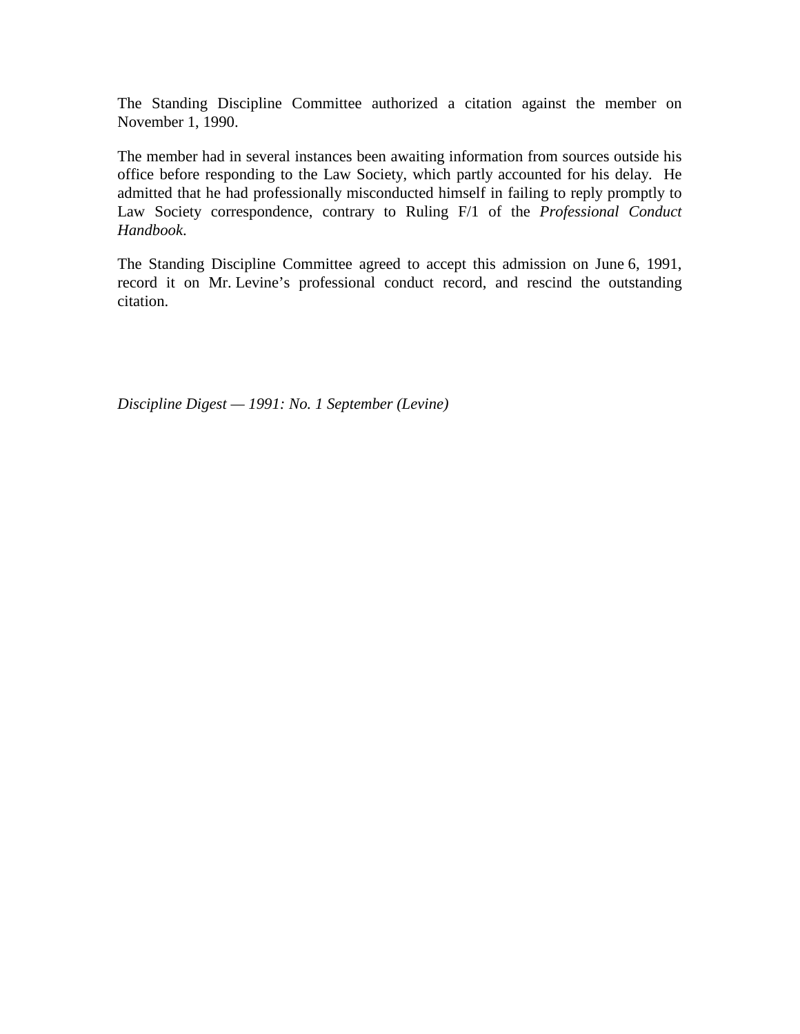The Standing Discipline Committee authorized a citation against the member on November 1, 1990.

The member had in several instances been awaiting information from sources outside his office before responding to the Law Society, which partly accounted for his delay. He admitted that he had professionally misconducted himself in failing to reply promptly to Law Society correspondence, contrary to Ruling F/1 of the *Professional Conduct Handbook*.

The Standing Discipline Committee agreed to accept this admission on June 6, 1991, record it on Mr. Levine's professional conduct record, and rescind the outstanding citation.

*Discipline Digest — 1991: No. 1 September (Levine)*